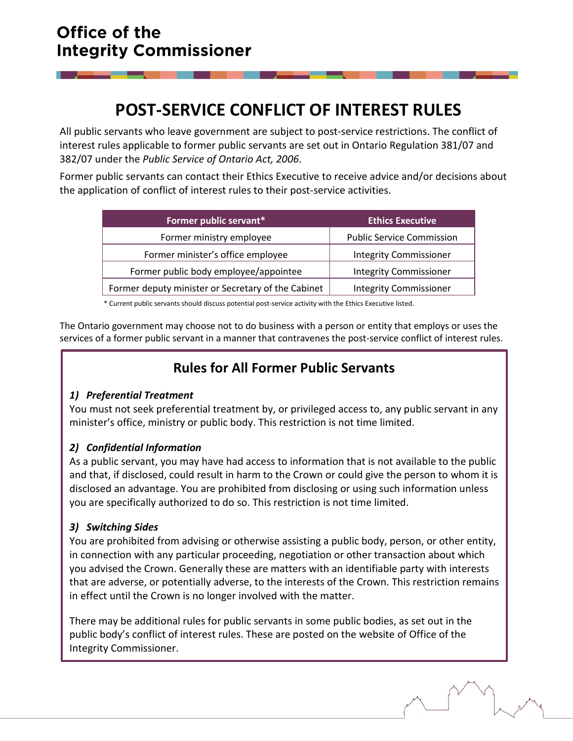# Office of the Integrity Commissioner

## POST-SERVICE CONFLICT OF INTEREST RULES

All public servants who leave government are subject to post-service restrictions. The conflict of interest rules applicable to former public servants are set out in Ontario Regulation 381/07 and 382/07 under the *Public Service of Ontario Act, 2006*.

Former public servants can contact their Ethics Executive to receive advice and/or decisions about the application of conflict of interest rules to their post-service activities.

| Former public servant* | Ethics Executive |
|---|---|
| Former ministry employee | Public Service Commission |
| Former minister's office employee | Integrity Commissioner |
| Former public body employee/appointee | Integrity Commissioner |
| Former deputy minister or Secretary of the Cabinet | Integrity Commissioner |

\* Current public servants should discuss potential post-service activity with the Ethics Executive listed.

The Ontario government may choose not to do business with a person or entity that employs or uses the services of a former public servant in a manner that contravenes the post-service conflict of interest rules.

### Rules for All Former Public Servants

***1) Preferential Treatment***

You must not seek preferential treatment by, or privileged access to, any public servant in any minister's office, ministry or public body. This restriction is not time limited.

***2) Confidential Information***

As a public servant, you may have had access to information that is not available to the public and that, if disclosed, could result in harm to the Crown or could give the person to whom it is disclosed an advantage. You are prohibited from disclosing or using such information unless you are specifically authorized to do so. This restriction is not time limited.

***3) Switching Sides***

You are prohibited from advising or otherwise assisting a public body, person, or other entity, in connection with any particular proceeding, negotiation or other transaction about which you advised the Crown. Generally these are matters with an identifiable party with interests that are adverse, or potentially adverse, to the interests of the Crown. This restriction remains in effect until the Crown is no longer involved with the matter.

There may be additional rules for public servants in some public bodies, as set out in the public body's conflict of interest rules. These are posted on the website of Office of the Integrity Commissioner.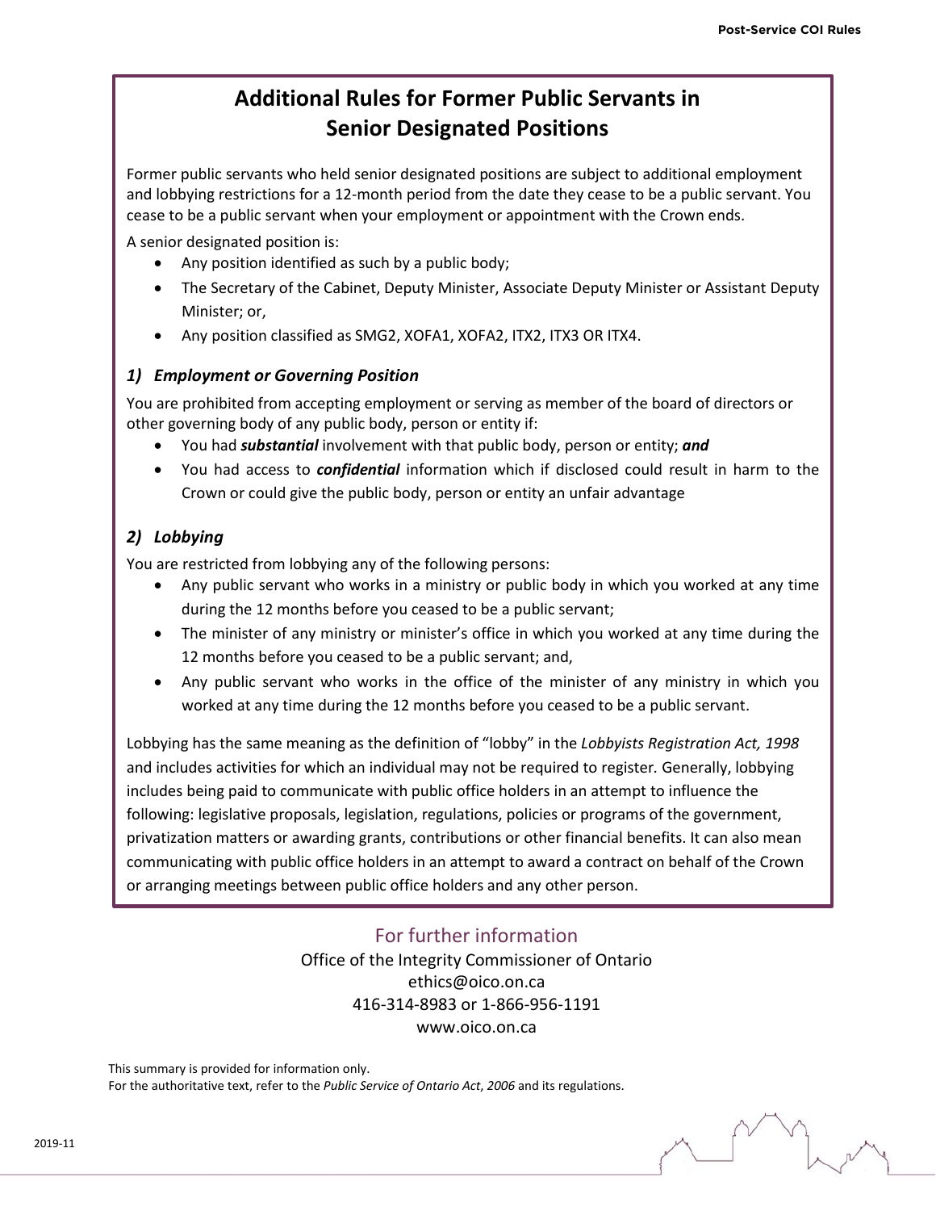# Additional Rules for Former Public Servants in Senior Designated Positions

Former public servants who held senior designated positions are subject to additional employment and lobbying restrictions for a 12-month period from the date they cease to be a public servant. You cease to be a public servant when your employment or appointment with the Crown ends.

A senior designated position is:

- Any position identified as such by a public body;
- The Secretary of the Cabinet, Deputy Minister, Associate Deputy Minister or Assistant Deputy Minister; or,
- Any position classified as SMG2, XOFA1, XOFA2, ITX2, ITX3 OR ITX4.

### *1) Employment or Governing Position*

You are prohibited from accepting employment or serving as member of the board of directors or other governing body of any public body, person or entity if:

- You had ***substantial*** involvement with that public body, person or entity; ***and***
- You had access to ***confidential*** information which if disclosed could result in harm to the Crown or could give the public body, person or entity an unfair advantage

### *2) Lobbying*

You are restricted from lobbying any of the following persons:

- Any public servant who works in a ministry or public body in which you worked at any time during the 12 months before you ceased to be a public servant;
- The minister of any ministry or minister's office in which you worked at any time during the 12 months before you ceased to be a public servant; and,
- Any public servant who works in the office of the minister of any ministry in which you worked at any time during the 12 months before you ceased to be a public servant.

Lobbying has the same meaning as the definition of "lobby" in the *Lobbyists Registration Act, 1998* and includes activities for which an individual may not be required to register. Generally, lobbying includes being paid to communicate with public office holders in an attempt to influence the following: legislative proposals, legislation, regulations, policies or programs of the government, privatization matters or awarding grants, contributions or other financial benefits. It can also mean communicating with public office holders in an attempt to award a contract on behalf of the Crown or arranging meetings between public office holders and any other person.

## For further information

Office of the Integrity Commissioner of Ontario
ethics@oico.on.ca
416-314-8983 or 1-866-956-1191
www.oico.on.ca

This summary is provided for information only.
For the authoritative text, refer to the *Public Service of Ontario Act*, *2006* and its regulations.

2019-11